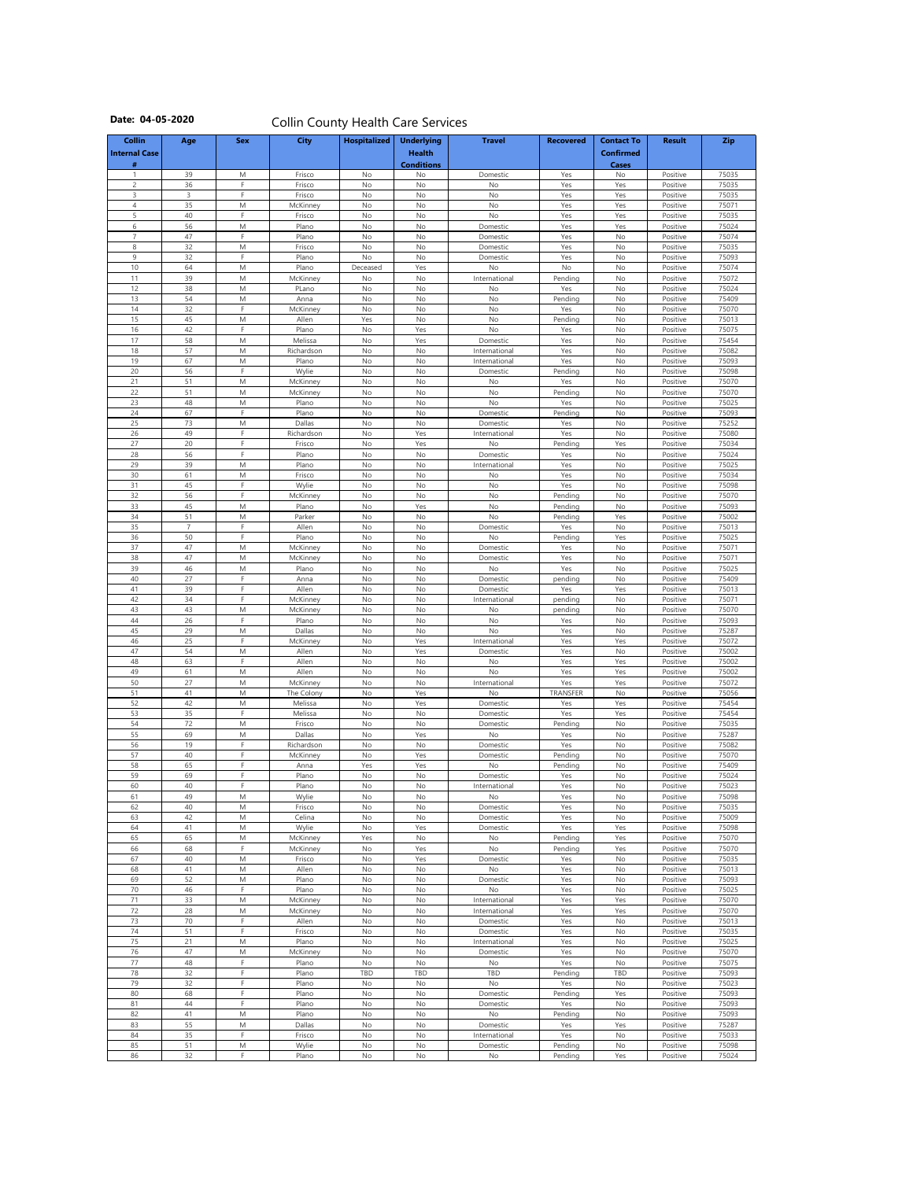**Date: 04-05-2020**

# Collin County Health Care Services

| Collin Internal Case # | Age | Sex | City | Hospitalized | Underlying Health Conditions | Travel | Recovered | Contact To Confirmed Cases | Result | Zip |
|---|---|---|---|---|---|---|---|---|---|---|
| 1 | 39 | M | Frisco | No | No | Domestic | Yes | No | Positive | 75035 |
| 2 | 36 | F | Frisco | No | No | No | Yes | Yes | Positive | 75035 |
| 3 | 3 | F | Frisco | No | No | No | Yes | Yes | Positive | 75035 |
| 4 | 35 | M | McKinney | No | No | No | Yes | Yes | Positive | 75071 |
| 5 | 40 | F | Frisco | No | No | No | Yes | Yes | Positive | 75035 |
| 6 | 56 | M | Plano | No | No | Domestic | Yes | Yes | Positive | 75024 |
| 7 | 47 | F | Plano | No | No | Domestic | Yes | No | Positive | 75074 |
| 8 | 32 | M | Frisco | No | No | Domestic | Yes | No | Positive | 75035 |
| 9 | 32 | F | Plano | No | No | Domestic | Yes | No | Positive | 75093 |
| 10 | 64 | M | Plano | Deceased | Yes | No | No | No | Positive | 75074 |
| 11 | 39 | M | McKinney | No | No | International | Pending | No | Positive | 75072 |
| 12 | 38 | M | PLano | No | No | No | Yes | No | Positive | 75024 |
| 13 | 54 | M | Anna | No | No | No | Pending | No | Positive | 75409 |
| 14 | 32 | F | McKinney | No | No | No | Yes | No | Positive | 75070 |
| 15 | 45 | M | Allen | Yes | No | No | Pending | No | Positive | 75013 |
| 16 | 42 | F | Plano | No | Yes | No | Yes | No | Positive | 75075 |
| 17 | 58 | M | Melissa | No | Yes | Domestic | Yes | No | Positive | 75454 |
| 18 | 57 | M | Richardson | No | No | International | Yes | No | Positive | 75082 |
| 19 | 67 | M | Plano | No | No | International | Yes | No | Positive | 75093 |
| 20 | 56 | F | Wylie | No | No | Domestic | Pending | No | Positive | 75098 |
| 21 | 51 | M | McKinney | No | No | No | Yes | No | Positive | 75070 |
| 22 | 51 | M | McKinney | No | No | No | Pending | No | Positive | 75070 |
| 23 | 48 | M | Plano | No | No | No | Yes | No | Positive | 75025 |
| 24 | 67 | F | Plano | No | No | Domestic | Pending | No | Positive | 75093 |
| 25 | 73 | M | Dallas | No | No | Domestic | Yes | No | Positive | 75252 |
| 26 | 49 | F | Richardson | No | Yes | International | Yes | No | Positive | 75080 |
| 27 | 20 | F | Frisco | No | Yes | No | Pending | Yes | Positive | 75034 |
| 28 | 56 | F | Plano | No | No | Domestic | Yes | No | Positive | 75024 |
| 29 | 39 | M | Plano | No | No | International | Yes | No | Positive | 75025 |
| 30 | 61 | M | Frisco | No | No | No | Yes | No | Positive | 75034 |
| 31 | 45 | F | Wylie | No | No | No | Yes | No | Positive | 75098 |
| 32 | 56 | F | McKinney | No | No | No | Pending | No | Positive | 75070 |
| 33 | 45 | M | Plano | No | Yes | No | Pending | No | Positive | 75093 |
| 34 | 51 | M | Parker | No | No | No | Pending | Yes | Positive | 75002 |
| 35 | 7 | F | Allen | No | No | Domestic | Yes | No | Positive | 75013 |
| 36 | 50 | F | Plano | No | No | No | Pending | Yes | Positive | 75025 |
| 37 | 47 | M | McKinney | No | No | Domestic | Yes | No | Positive | 75071 |
| 38 | 47 | M | McKinney | No | No | Domestic | Yes | No | Positive | 75071 |
| 39 | 46 | M | Plano | No | No | No | Yes | No | Positive | 75025 |
| 40 | 27 | F | Anna | No | No | Domestic | pending | No | Positive | 75409 |
| 41 | 39 | F | Allen | No | No | Domestic | Yes | Yes | Positive | 75013 |
| 42 | 34 | F | McKinney | No | No | International | pending | No | Positive | 75071 |
| 43 | 43 | M | McKinney | No | No | No | pending | No | Positive | 75070 |
| 44 | 26 | F | Plano | No | No | No | Yes | No | Positive | 75093 |
| 45 | 29 | M | Dallas | No | No | No | Yes | No | Positive | 75287 |
| 46 | 25 | F | McKinney | No | Yes | International | Yes | Yes | Positive | 75072 |
| 47 | 54 | M | Allen | No | Yes | Domestic | Yes | No | Positive | 75002 |
| 48 | 63 | F | Allen | No | No | No | Yes | Yes | Positive | 75002 |
| 49 | 61 | M | Allen | No | No | No | Yes | Yes | Positive | 75002 |
| 50 | 27 | M | McKinney | No | No | International | Yes | Yes | Positive | 75072 |
| 51 | 41 | M | The Colony | No | Yes | No | TRANSFER | No | Positive | 75056 |
| 52 | 42 | M | Melissa | No | Yes | Domestic | Yes | Yes | Positive | 75454 |
| 53 | 35 | F | Melissa | No | No | Domestic | Yes | Yes | Positive | 75454 |
| 54 | 72 | M | Frisco | No | No | Domestic | Pending | No | Positive | 75035 |
| 55 | 69 | M | Dallas | No | Yes | No | Yes | No | Positive | 75287 |
| 56 | 19 | F | Richardson | No | No | Domestic | Yes | No | Positive | 75082 |
| 57 | 40 | F | McKinney | No | Yes | Domestic | Pending | No | Positive | 75070 |
| 58 | 65 | F | Anna | Yes | Yes | No | Pending | No | Positive | 75409 |
| 59 | 69 | F | Plano | No | No | Domestic | Yes | No | Positive | 75024 |
| 60 | 40 | F | Plano | No | No | International | Yes | No | Positive | 75023 |
| 61 | 49 | M | Wylie | No | No | No | Yes | No | Positive | 75098 |
| 62 | 40 | M | Frisco | No | No | Domestic | Yes | No | Positive | 75035 |
| 63 | 42 | M | Celina | No | No | Domestic | Yes | No | Positive | 75009 |
| 64 | 41 | M | Wylie | No | Yes | Domestic | Yes | Yes | Positive | 75098 |
| 65 | 65 | M | McKinney | Yes | No | No | Pending | Yes | Positive | 75070 |
| 66 | 68 | F | McKinney | No | Yes | No | Pending | Yes | Positive | 75070 |
| 67 | 40 | M | Frisco | No | Yes | Domestic | Yes | No | Positive | 75035 |
| 68 | 41 | M | Allen | No | No | No | Yes | No | Positive | 75013 |
| 69 | 52 | M | Plano | No | No | Domestic | Yes | No | Positive | 75093 |
| 70 | 46 | F | Plano | No | No | No | Yes | No | Positive | 75025 |
| 71 | 33 | M | McKinney | No | No | International | Yes | Yes | Positive | 75070 |
| 72 | 28 | M | McKinney | No | No | International | Yes | Yes | Positive | 75070 |
| 73 | 70 | F | Allen | No | No | Domestic | Yes | No | Positive | 75013 |
| 74 | 51 | F | Frisco | No | No | Domestic | Yes | No | Positive | 75035 |
| 75 | 21 | M | Plano | No | No | International | Yes | No | Positive | 75025 |
| 76 | 47 | M | McKinney | No | No | Domestic | Yes | No | Positive | 75070 |
| 77 | 48 | F | Plano | No | No | No | Yes | No | Positive | 75075 |
| 78 | 32 | F | Plano | TBD | TBD | TBD | Pending | TBD | Positive | 75093 |
| 79 | 32 | F | Plano | No | No | No | Yes | No | Positive | 75023 |
| 80 | 68 | F | Plano | No | No | Domestic | Pending | Yes | Positive | 75093 |
| 81 | 44 | F | Plano | No | No | Domestic | Yes | No | Positive | 75093 |
| 82 | 41 | M | Plano | No | No | No | Pending | No | Positive | 75093 |
| 83 | 55 | M | Dallas | No | No | Domestic | Yes | Yes | Positive | 75287 |
| 84 | 35 | F | Frisco | No | No | International | Yes | No | Positive | 75033 |
| 85 | 51 | M | Wylie | No | No | Domestic | Pending | No | Positive | 75098 |
| 86 | 32 | F | Plano | No | No | No | Pending | Yes | Positive | 75024 |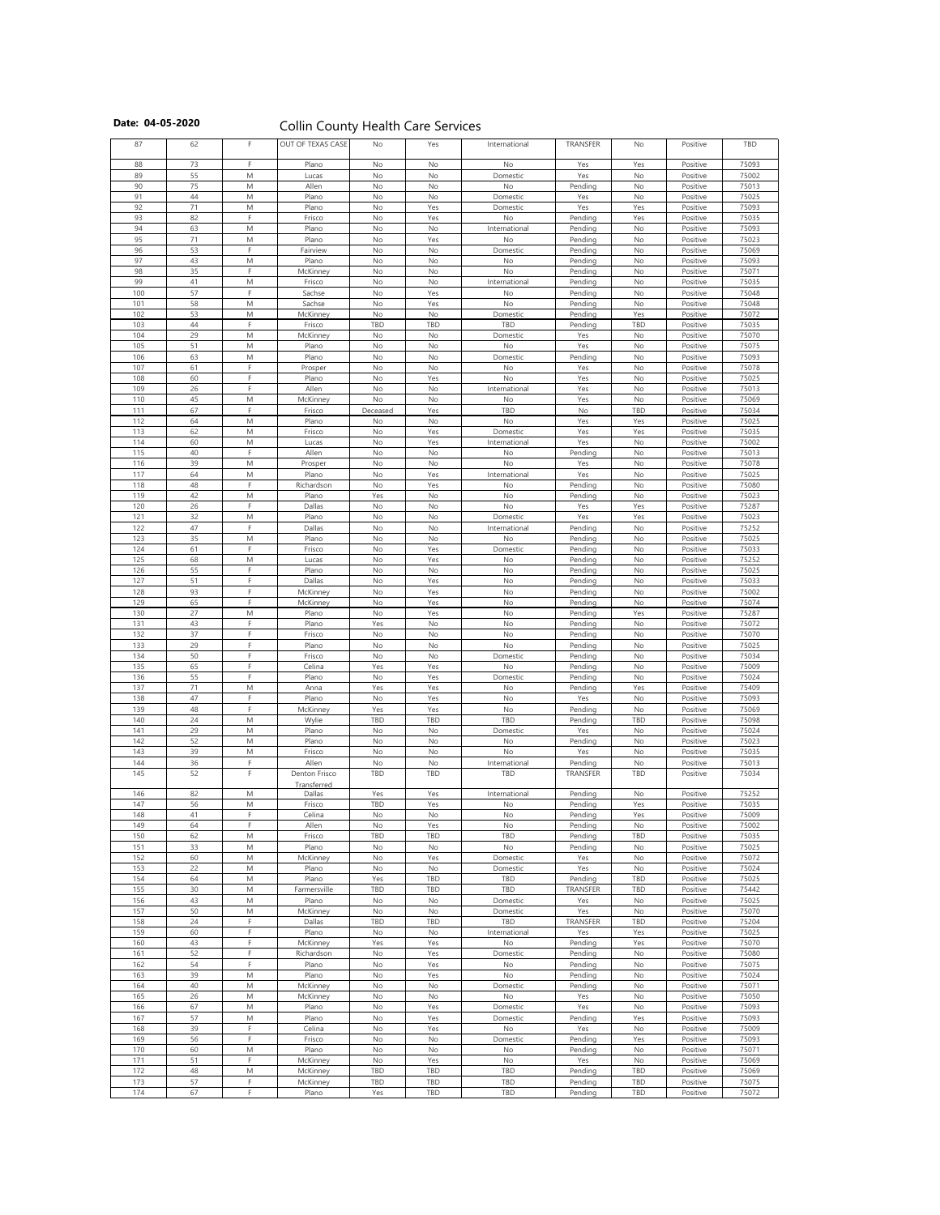**Date: 04-05-2020**

Collin County Health Care Services

| | | | | | | | | | | |
|---|---|---|---|---|---|---|---|---|---|---|
| 87 | 62 | F | OUT OF TEXAS CASE | No | Yes | International | TRANSFER | No | Positive | TBD |
| 88 | 73 | F | Plano | No | No | No | Yes | Yes | Positive | 75093 |
| 89 | 55 | M | Lucas | No | No | Domestic | Yes | No | Positive | 75002 |
| 90 | 75 | M | Allen | No | No | No | Pending | No | Positive | 75013 |
| 91 | 44 | M | Plano | No | No | Domestic | Yes | No | Positive | 75025 |
| 92 | 71 | M | Plano | No | Yes | Domestic | Yes | Yes | Positive | 75093 |
| 93 | 82 | F | Frisco | No | Yes | No | Pending | Yes | Positive | 75035 |
| 94 | 63 | M | Plano | No | No | International | Pending | No | Positive | 75093 |
| 95 | 71 | M | Plano | No | Yes | No | Pending | No | Positive | 75023 |
| 96 | 53 | F | Fairview | No | No | Domestic | Pending | No | Positive | 75069 |
| 97 | 43 | M | Plano | No | No | No | Pending | No | Positive | 75093 |
| 98 | 35 | F | McKinney | No | No | No | Pending | No | Positive | 75071 |
| 99 | 41 | M | Frisco | No | No | International | Pending | No | Positive | 75035 |
| 100 | 57 | F | Sachse | No | Yes | No | Pending | No | Positive | 75048 |
| 101 | 58 | M | Sachse | No | Yes | No | Pending | No | Positive | 75048 |
| 102 | 53 | M | McKinney | No | No | Domestic | Pending | Yes | Positive | 75072 |
| 103 | 44 | F | Frisco | TBD | TBD | TBD | Pending | TBD | Positive | 75035 |
| 104 | 29 | M | McKinney | No | No | Domestic | Yes | No | Positive | 75070 |
| 105 | 51 | M | Plano | No | No | No | Yes | No | Positive | 75075 |
| 106 | 63 | M | Plano | No | No | Domestic | Pending | No | Positive | 75093 |
| 107 | 61 | F | Prosper | No | No | No | Yes | No | Positive | 75078 |
| 108 | 60 | F | Plano | No | Yes | No | Yes | No | Positive | 75025 |
| 109 | 26 | F | Allen | No | No | International | Yes | No | Positive | 75013 |
| 110 | 45 | M | McKinney | No | No | No | Yes | No | Positive | 75069 |
| 111 | 67 | F | Frisco | Deceased | Yes | TBD | No | TBD | Positive | 75034 |
| 112 | 64 | M | Plano | No | No | No | Yes | Yes | Positive | 75025 |
| 113 | 62 | M | Frisco | No | Yes | Domestic | Yes | Yes | Positive | 75035 |
| 114 | 60 | M | Lucas | No | Yes | International | Yes | No | Positive | 75002 |
| 115 | 40 | F | Allen | No | No | No | Pending | No | Positive | 75013 |
| 116 | 39 | M | Prosper | No | No | No | Yes | No | Positive | 75078 |
| 117 | 64 | M | Plano | No | Yes | International | Yes | No | Positive | 75025 |
| 118 | 48 | F | Richardson | No | Yes | No | Pending | No | Positive | 75080 |
| 119 | 42 | M | Plano | Yes | No | No | Pending | No | Positive | 75023 |
| 120 | 26 | F | Dallas | No | No | No | Yes | Yes | Positive | 75287 |
| 121 | 32 | M | Plano | No | No | Domestic | Yes | Yes | Positive | 75023 |
| 122 | 47 | F | Dallas | No | No | International | Pending | No | Positive | 75252 |
| 123 | 35 | M | Plano | No | No | No | Pending | No | Positive | 75025 |
| 124 | 61 | F | Frisco | No | Yes | Domestic | Pending | No | Positive | 75033 |
| 125 | 68 | M | Lucas | No | Yes | No | Pending | No | Positive | 75252 |
| 126 | 55 | F | Plano | No | No | No | Pending | No | Positive | 75025 |
| 127 | 51 | F | Dallas | No | Yes | No | Pending | No | Positive | 75033 |
| 128 | 93 | F | McKinney | No | Yes | No | Pending | No | Positive | 75002 |
| 129 | 65 | F | McKinney | No | Yes | No | Pending | No | Positive | 75074 |
| 130 | 27 | M | Plano | No | Yes | No | Pending | Yes | Positive | 75287 |
| 131 | 43 | F | Plano | Yes | No | No | Pending | No | Positive | 75072 |
| 132 | 37 | F | Frisco | No | No | No | Pending | No | Positive | 75070 |
| 133 | 29 | F | Plano | No | No | No | Pending | No | Positive | 75025 |
| 134 | 50 | F | Frisco | No | No | Domestic | Pending | No | Positive | 75034 |
| 135 | 65 | F | Celina | Yes | Yes | No | Pending | No | Positive | 75009 |
| 136 | 55 | F | Plano | No | Yes | Domestic | Pending | No | Positive | 75024 |
| 137 | 71 | M | Anna | Yes | Yes | No | Pending | Yes | Positive | 75409 |
| 138 | 47 | F | Plano | No | Yes | No | Yes | No | Positive | 75093 |
| 139 | 48 | F | McKinney | Yes | Yes | No | Pending | No | Positive | 75069 |
| 140 | 24 | M | Wylie | TBD | TBD | TBD | Pending | TBD | Positive | 75098 |
| 141 | 29 | M | Plano | No | No | Domestic | Yes | No | Positive | 75024 |
| 142 | 52 | M | Plano | No | No | No | Pending | No | Positive | 75023 |
| 143 | 39 | M | Frisco | No | No | No | Yes | No | Positive | 75035 |
| 144 | 36 | F | Allen | No | No | International | Pending | No | Positive | 75013 |
| 145 | 52 | F | Denton Frisco Transferred | TBD | TBD | TBD | TRANSFER | TBD | Positive | 75034 |
| 146 | 82 | M | Dallas | Yes | Yes | International | Pending | No | Positive | 75252 |
| 147 | 56 | M | Frisco | TBD | Yes | No | Pending | Yes | Positive | 75035 |
| 148 | 41 | F | Celina | No | No | No | Pending | Yes | Positive | 75009 |
| 149 | 64 | F | Allen | No | Yes | No | Pending | No | Positive | 75002 |
| 150 | 62 | M | Frisco | TBD | TBD | TBD | Pending | TBD | Positive | 75035 |
| 151 | 33 | M | Plano | No | No | No | Pending | No | Positive | 75025 |
| 152 | 60 | M | McKinney | No | Yes | Domestic | Yes | No | Positive | 75072 |
| 153 | 22 | M | Plano | No | No | Domestic | Yes | No | Positive | 75024 |
| 154 | 64 | M | Plano | Yes | TBD | TBD | Pending | TBD | Positive | 75025 |
| 155 | 30 | M | Farmersville | TBD | TBD | TBD | TRANSFER | TBD | Positive | 75442 |
| 156 | 43 | M | Plano | No | No | Domestic | Yes | No | Positive | 75025 |
| 157 | 50 | M | McKinney | No | No | Domestic | Yes | No | Positive | 75070 |
| 158 | 24 | F | Dallas | TBD | TBD | TBD | TRANSFER | TBD | Positive | 75204 |
| 159 | 60 | F | Plano | No | No | International | Yes | Yes | Positive | 75025 |
| 160 | 43 | F | McKinney | Yes | Yes | No | Pending | Yes | Positive | 75070 |
| 161 | 52 | F | Richardson | No | Yes | Domestic | Pending | No | Positive | 75080 |
| 162 | 54 | F | Plano | No | Yes | No | Pending | No | Positive | 75075 |
| 163 | 39 | M | Plano | No | Yes | No | Pending | No | Positive | 75024 |
| 164 | 40 | M | McKinney | No | No | Domestic | Pending | No | Positive | 75071 |
| 165 | 26 | M | McKinney | No | No | No | Yes | No | Positive | 75050 |
| 166 | 67 | M | Plano | No | Yes | Domestic | Yes | No | Positive | 75093 |
| 167 | 57 | M | Plano | No | Yes | Domestic | Pending | Yes | Positive | 75093 |
| 168 | 39 | F | Celina | No | Yes | No | Yes | No | Positive | 75009 |
| 169 | 56 | F | Frisco | No | No | Domestic | Pending | Yes | Positive | 75093 |
| 170 | 60 | M | Plano | No | No | No | Pending | No | Positive | 75071 |
| 171 | 51 | F | McKinney | No | Yes | No | Yes | No | Positive | 75069 |
| 172 | 48 | M | McKinney | TBD | TBD | TBD | Pending | TBD | Positive | 75069 |
| 173 | 57 | F | McKinney | TBD | TBD | TBD | Pending | TBD | Positive | 75075 |
| 174 | 67 | F | Plano | Yes | TBD | TBD | Pending | TBD | Positive | 75072 |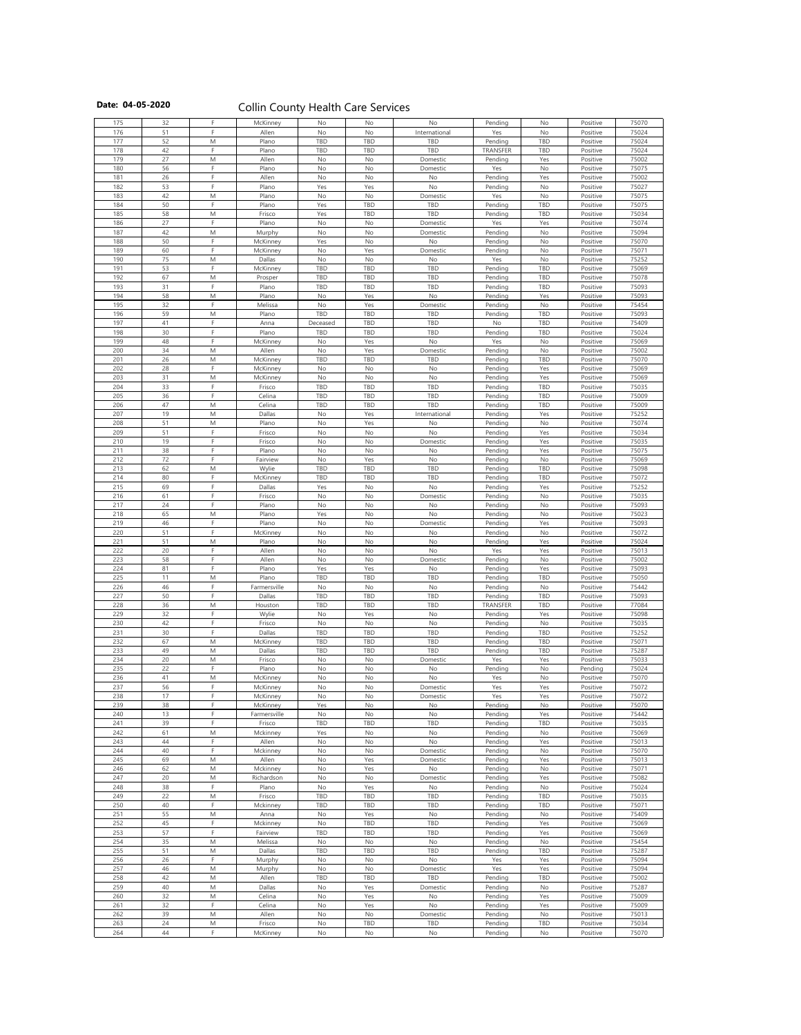**Date: 04-05-2020**

Collin County Health Care Services

| | | | | | | | | | | |
|---|---|---|---|---|---|---|---|---|---|---|
| 175 | 32 | F | McKinney | No | No | No | Pending | No | Positive | 75070 |
| 176 | 51 | F | Allen | No | No | International | Yes | No | Positive | 75024 |
| 177 | 52 | M | Plano | TBD | TBD | TBD | Pending | TBD | Positive | 75024 |
| 178 | 42 | F | Plano | TBD | TBD | TBD | TRANSFER | TBD | Positive | 75024 |
| 179 | 27 | M | Allen | No | No | Domestic | Pending | Yes | Positive | 75002 |
| 180 | 56 | F | Plano | No | No | Domestic | Yes | No | Positive | 75075 |
| 181 | 26 | F | Allen | No | No | No | Pending | Yes | Positive | 75002 |
| 182 | 53 | F | Plano | Yes | Yes | No | Pending | No | Positive | 75027 |
| 183 | 42 | M | Plano | No | No | Domestic | Yes | No | Positive | 75075 |
| 184 | 50 | F | Plano | Yes | TBD | TBD | Pending | TBD | Positive | 75075 |
| 185 | 58 | M | Frisco | Yes | TBD | TBD | Pending | TBD | Positive | 75034 |
| 186 | 27 | F | Plano | No | No | Domestic | Yes | Yes | Positive | 75074 |
| 187 | 42 | M | Murphy | No | No | Domestic | Pending | No | Positive | 75094 |
| 188 | 50 | F | McKinney | Yes | No | No | Pending | No | Positive | 75070 |
| 189 | 60 | F | McKinney | No | Yes | Domestic | Pending | No | Positive | 75071 |
| 190 | 75 | M | Dallas | No | No | No | Yes | No | Positive | 75252 |
| 191 | 53 | F | McKinney | TBD | TBD | TBD | Pending | TBD | Positive | 75069 |
| 192 | 67 | M | Prosper | TBD | TBD | TBD | Pending | TBD | Positive | 75078 |
| 193 | 31 | F | Plano | TBD | TBD | TBD | Pending | TBD | Positive | 75093 |
| 194 | 58 | M | Plano | No | Yes | No | Pending | Yes | Positive | 75093 |
| 195 | 32 | F | Melissa | No | Yes | Domestic | Pending | No | Positive | 75454 |
| 196 | 59 | M | Plano | TBD | TBD | TBD | Pending | TBD | Positive | 75093 |
| 197 | 41 | F | Anna | Deceased | TBD | TBD | No | TBD | Positive | 75409 |
| 198 | 30 | F | Plano | TBD | TBD | TBD | Pending | TBD | Positive | 75024 |
| 199 | 48 | F | McKinney | No | Yes | No | Yes | No | Positive | 75069 |
| 200 | 34 | M | Allen | No | Yes | Domestic | Pending | No | Positive | 75002 |
| 201 | 26 | M | McKinney | TBD | TBD | TBD | Pending | TBD | Positive | 75070 |
| 202 | 28 | F | McKinney | No | No | No | Pending | Yes | Positive | 75069 |
| 203 | 31 | M | McKinney | No | No | No | Pending | Yes | Positive | 75069 |
| 204 | 33 | F | Frisco | TBD | TBD | TBD | Pending | TBD | Positive | 75035 |
| 205 | 36 | F | Celina | TBD | TBD | TBD | Pending | TBD | Positive | 75009 |
| 206 | 47 | M | Celina | TBD | TBD | TBD | Pending | TBD | Positive | 75009 |
| 207 | 19 | M | Dallas | No | Yes | International | Pending | Yes | Positive | 75252 |
| 208 | 51 | M | Plano | No | Yes | No | Pending | No | Positive | 75074 |
| 209 | 51 | F | Frisco | No | No | No | Pending | Yes | Positive | 75034 |
| 210 | 19 | F | Frisco | No | No | Domestic | Pending | Yes | Positive | 75035 |
| 211 | 38 | F | Plano | No | No | No | Pending | Yes | Positive | 75075 |
| 212 | 72 | F | Fairview | No | Yes | No | Pending | No | Positive | 75069 |
| 213 | 62 | M | Wylie | TBD | TBD | TBD | Pending | TBD | Positive | 75098 |
| 214 | 80 | F | McKinney | TBD | TBD | TBD | Pending | TBD | Positive | 75072 |
| 215 | 69 | F | Dallas | Yes | No | No | Pending | Yes | Positive | 75252 |
| 216 | 61 | F | Frisco | No | No | Domestic | Pending | No | Positive | 75035 |
| 217 | 24 | F | Plano | No | No | No | Pending | No | Positive | 75093 |
| 218 | 65 | M | Plano | Yes | No | No | Pending | No | Positive | 75023 |
| 219 | 46 | F | Plano | No | No | Domestic | Pending | Yes | Positive | 75093 |
| 220 | 51 | F | McKinney | No | No | No | Pending | No | Positive | 75072 |
| 221 | 51 | M | Plano | No | No | No | Pending | Yes | Positive | 75024 |
| 222 | 20 | F | Allen | No | No | No | Yes | Yes | Positive | 75013 |
| 223 | 58 | F | Allen | No | No | Domestic | Pending | No | Positive | 75002 |
| 224 | 81 | F | Plano | Yes | Yes | No | Pending | Yes | Positive | 75093 |
| 225 | 11 | M | Plano | TBD | TBD | TBD | Pending | TBD | Positive | 75050 |
| 226 | 46 | F | Farmersville | No | No | No | Pending | No | Positive | 75442 |
| 227 | 50 | F | Dallas | TBD | TBD | TBD | Pending | TBD | Positive | 75093 |
| 228 | 36 | M | Houston | TBD | TBD | TBD | TRANSFER | TBD | Positive | 77084 |
| 229 | 32 | F | Wylie | No | Yes | No | Pending | Yes | Positive | 75098 |
| 230 | 42 | F | Frisco | No | No | No | Pending | No | Positive | 75035 |
| 231 | 30 | F | Dallas | TBD | TBD | TBD | Pending | TBD | Positive | 75252 |
| 232 | 67 | M | McKinney | TBD | TBD | TBD | Pending | TBD | Positive | 75071 |
| 233 | 49 | M | Dallas | TBD | TBD | TBD | Pending | TBD | Positive | 75287 |
| 234 | 20 | M | Frisco | No | No | Domestic | Yes | Yes | Positive | 75033 |
| 235 | 22 | F | Plano | No | No | No | Pending | No | Pending | 75024 |
| 236 | 41 | M | McKinney | No | No | No | Yes | No | Positive | 75070 |
| 237 | 56 | F | McKinney | No | No | Domestic | Yes | Yes | Positive | 75072 |
| 238 | 17 | F | McKinney | No | No | Domestic | Yes | Yes | Positive | 75072 |
| 239 | 38 | F | McKinney | Yes | No | No | Pending | No | Positive | 75070 |
| 240 | 13 | F | Farmersville | No | No | No | Pending | Yes | Positive | 75442 |
| 241 | 39 | F | Frisco | TBD | TBD | TBD | Pending | TBD | Positive | 75035 |
| 242 | 61 | M | Mckinney | Yes | No | No | Pending | No | Positive | 75069 |
| 243 | 44 | F | Allen | No | No | No | Pending | Yes | Positive | 75013 |
| 244 | 40 | F | Mckinney | No | No | Domestic | Pending | No | Positive | 75070 |
| 245 | 69 | M | Allen | No | Yes | Domestic | Pending | Yes | Positive | 75013 |
| 246 | 62 | M | Mckinney | No | Yes | No | Pending | No | Positive | 75071 |
| 247 | 20 | M | Richardson | No | No | Domestic | Pending | Yes | Positive | 75082 |
| 248 | 38 | F | Plano | No | Yes | No | Pending | No | Positive | 75024 |
| 249 | 22 | M | Frisco | TBD | TBD | TBD | Pending | TBD | Positive | 75035 |
| 250 | 40 | F | Mckinney | TBD | TBD | TBD | Pending | TBD | Positive | 75071 |
| 251 | 55 | M | Anna | No | Yes | No | Pending | No | Positive | 75409 |
| 252 | 45 | F | Mckinney | No | TBD | TBD | Pending | Yes | Positive | 75069 |
| 253 | 57 | F | Fairview | TBD | TBD | TBD | Pending | Yes | Positive | 75069 |
| 254 | 35 | M | Melissa | No | No | No | Pending | No | Positive | 75454 |
| 255 | 51 | M | Dallas | TBD | TBD | TBD | Pending | TBD | Positive | 75287 |
| 256 | 26 | F | Murphy | No | No | No | Yes | Yes | Positive | 75094 |
| 257 | 46 | M | Murphy | No | No | Domestic | Yes | Yes | Positive | 75094 |
| 258 | 42 | M | Allen | TBD | TBD | TBD | Pending | TBD | Positive | 75002 |
| 259 | 40 | M | Dallas | No | Yes | Domestic | Pending | No | Positive | 75287 |
| 260 | 32 | M | Celina | No | Yes | No | Pending | Yes | Positive | 75009 |
| 261 | 32 | F | Celina | No | Yes | No | Pending | Yes | Positive | 75009 |
| 262 | 39 | M | Allen | No | No | Domestic | Pending | No | Positive | 75013 |
| 263 | 24 | M | Frisco | No | TBD | TBD | Pending | TBD | Positive | 75034 |
| 264 | 44 | F | McKinney | No | No | No | Pending | No | Positive | 75070 |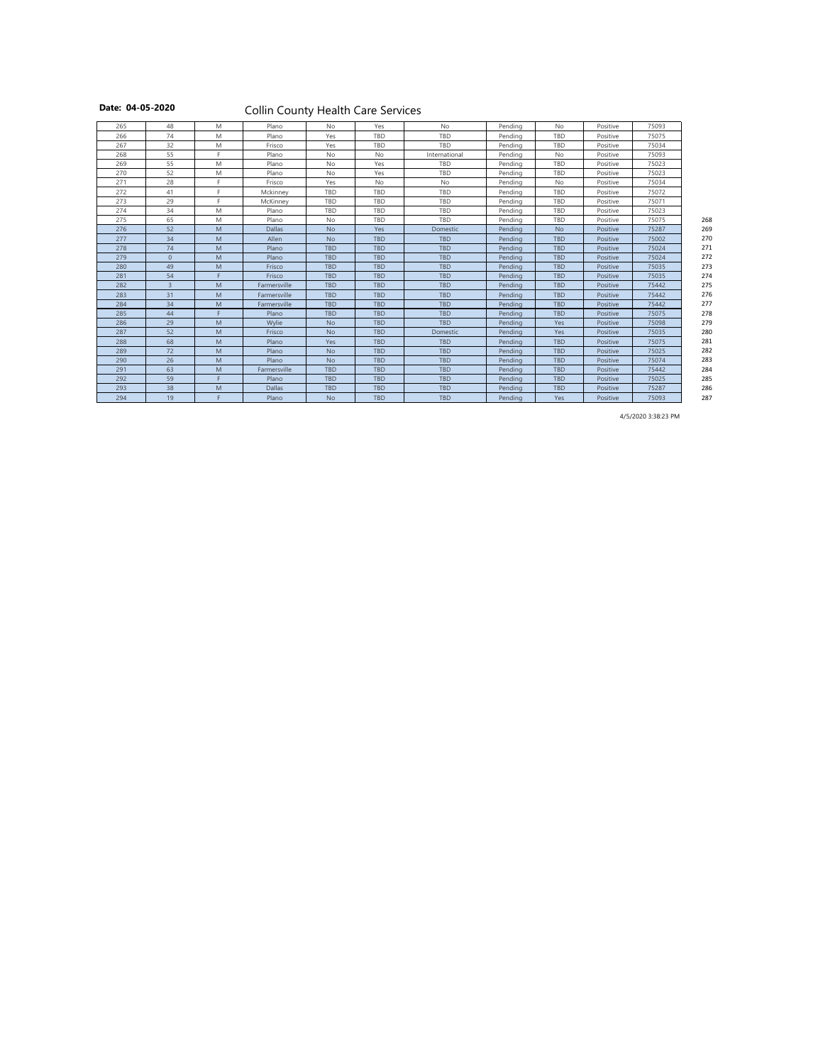**Date: 04-05-2020**

Collin County Health Care Services

| | | | | | | | | | | | |
|---|---|---|---|---|---|---|---|---|---|---|---|
| 265 | 48 | M | Plano | No | Yes | No | Pending | No | Positive | 75093 | |
| 266 | 74 | M | Plano | Yes | TBD | TBD | Pending | TBD | Positive | 75075 | |
| 267 | 32 | M | Frisco | Yes | TBD | TBD | Pending | TBD | Positive | 75034 | |
| 268 | 55 | F | Plano | No | No | International | Pending | No | Positive | 75093 | |
| 269 | 55 | M | Plano | No | Yes | TBD | Pending | TBD | Positive | 75023 | |
| 270 | 52 | M | Plano | No | Yes | TBD | Pending | TBD | Positive | 75023 | |
| 271 | 28 | F | Frisco | Yes | No | No | Pending | No | Positive | 75034 | |
| 272 | 41 | F | Mckinney | TBD | TBD | TBD | Pending | TBD | Positive | 75072 | |
| 273 | 29 | F | McKinney | TBD | TBD | TBD | Pending | TBD | Positive | 75071 | |
| 274 | 34 | M | Plano | TBD | TBD | TBD | Pending | TBD | Positive | 75023 | |
| 275 | 65 | M | Plano | No | TBD | TBD | Pending | TBD | Positive | 75075 | 268 |
| 276 | 52 | M | Dallas | No | Yes | Domestic | Pending | No | Positive | 75287 | 269 |
| 277 | 34 | M | Allen | No | TBD | TBD | Pending | TBD | Positive | 75002 | 270 |
| 278 | 74 | M | Plano | TBD | TBD | TBD | Pending | TBD | Positive | 75024 | 271 |
| 279 | 0 | M | Plano | TBD | TBD | TBD | Pending | TBD | Positive | 75024 | 272 |
| 280 | 49 | M | Frisco | TBD | TBD | TBD | Pending | TBD | Positive | 75035 | 273 |
| 281 | 54 | F | Frisco | TBD | TBD | TBD | Pending | TBD | Positive | 75035 | 274 |
| 282 | 3 | M | Farmersville | TBD | TBD | TBD | Pending | TBD | Positive | 75442 | 275 |
| 283 | 31 | M | Farmersville | TBD | TBD | TBD | Pending | TBD | Positive | 75442 | 276 |
| 284 | 34 | M | Farmersville | TBD | TBD | TBD | Pending | TBD | Positive | 75442 | 277 |
| 285 | 44 | F | Plano | TBD | TBD | TBD | Pending | TBD | Positive | 75075 | 278 |
| 286 | 29 | M | Wylie | No | TBD | TBD | Pending | Yes | Positive | 75098 | 279 |
| 287 | 52 | M | Frisco | No | TBD | Domestic | Pending | Yes | Positive | 75035 | 280 |
| 288 | 68 | M | Plano | Yes | TBD | TBD | Pending | TBD | Positive | 75075 | 281 |
| 289 | 72 | M | Plano | No | TBD | TBD | Pending | TBD | Positive | 75025 | 282 |
| 290 | 26 | M | Plano | No | TBD | TBD | Pending | TBD | Positive | 75074 | 283 |
| 291 | 63 | M | Farmersville | TBD | TBD | TBD | Pending | TBD | Positive | 75442 | 284 |
| 292 | 59 | F | Plano | TBD | TBD | TBD | Pending | TBD | Positive | 75025 | 285 |
| 293 | 38 | M | Dallas | TBD | TBD | TBD | Pending | TBD | Positive | 75287 | 286 |
| 294 | 19 | F | Plano | No | TBD | TBD | Pending | Yes | Positive | 75093 | 287 |

4/5/2020 3:38:23 PM